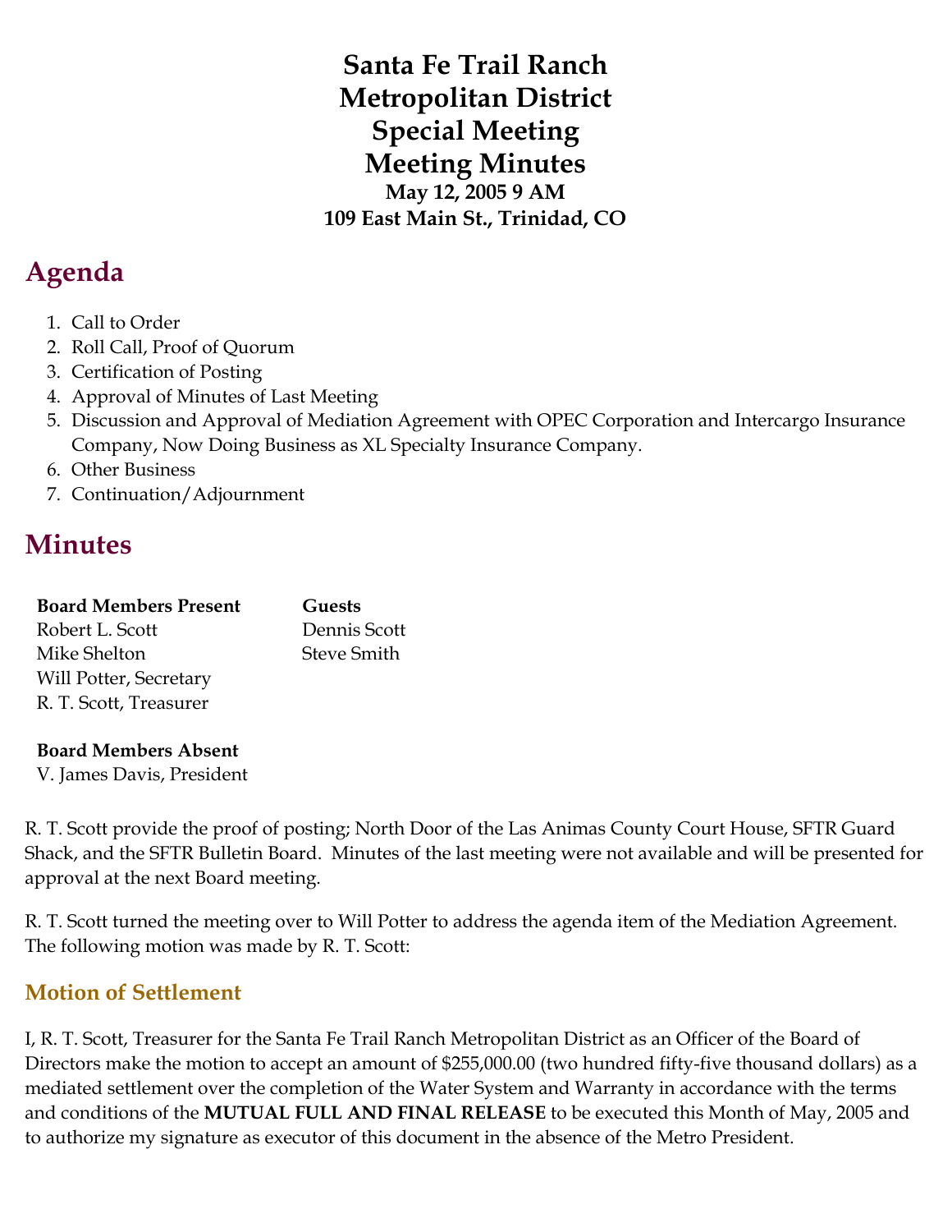# Santa Fe Trail Ranch Metropolitan District Special Meeting Meeting Minutes

**May 12, 2005 9 AM**
**109 East Main St., Trinidad, CO**

## Agenda

1. Call to Order
2. Roll Call, Proof of Quorum
3. Certification of Posting
4. Approval of Minutes of Last Meeting
5. Discussion and Approval of Mediation Agreement with OPEC Corporation and Intercargo Insurance Company, Now Doing Business as XL Specialty Insurance Company.
6. Other Business
7. Continuation/Adjournment

## Minutes

| Board Members Present | Guests |
|---|---|
| Robert L. Scott | Dennis Scott |
| Mike Shelton | Steve Smith |
| Will Potter, Secretary | |
| R. T. Scott, Treasurer | |

**Board Members Absent**
V. James Davis, President

R. T. Scott provide the proof of posting; North Door of the Las Animas County Court House, SFTR Guard Shack, and the SFTR Bulletin Board. Minutes of the last meeting were not available and will be presented for approval at the next Board meeting.

R. T. Scott turned the meeting over to Will Potter to address the agenda item of the Mediation Agreement. The following motion was made by R. T. Scott:

### Motion of Settlement

I, R. T. Scott, Treasurer for the Santa Fe Trail Ranch Metropolitan District as an Officer of the Board of Directors make the motion to accept an amount of $255,000.00 (two hundred fifty-five thousand dollars) as a mediated settlement over the completion of the Water System and Warranty in accordance with the terms and conditions of the **MUTUAL FULL AND FINAL RELEASE** to be executed this Month of May, 2005 and to authorize my signature as executor of this document in the absence of the Metro President.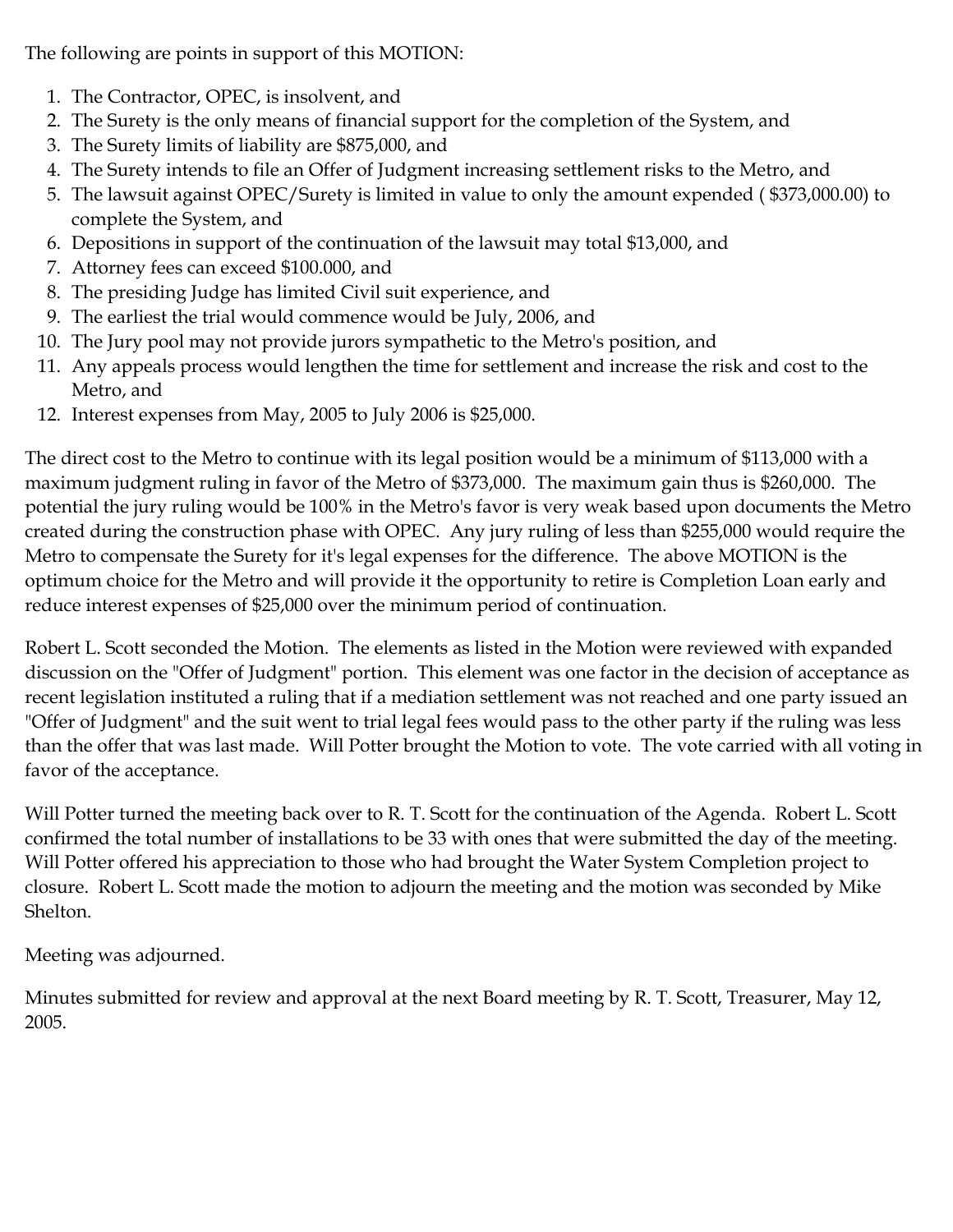The following are points in support of this MOTION:

1. The Contractor, OPEC, is insolvent, and
2. The Surety is the only means of financial support for the completion of the System, and
3. The Surety limits of liability are $875,000, and
4. The Surety intends to file an Offer of Judgment increasing settlement risks to the Metro, and
5. The lawsuit against OPEC/Surety is limited in value to only the amount expended ( $373,000.00) to complete the System, and
6. Depositions in support of the continuation of the lawsuit may total $13,000, and
7. Attorney fees can exceed $100.000, and
8. The presiding Judge has limited Civil suit experience, and
9. The earliest the trial would commence would be July, 2006, and
10. The Jury pool may not provide jurors sympathetic to the Metro's position, and
11. Any appeals process would lengthen the time for settlement and increase the risk and cost to the Metro, and
12. Interest expenses from May, 2005 to July 2006 is $25,000.

The direct cost to the Metro to continue with its legal position would be a minimum of $113,000 with a maximum judgment ruling in favor of the Metro of $373,000. The maximum gain thus is $260,000. The potential the jury ruling would be 100% in the Metro's favor is very weak based upon documents the Metro created during the construction phase with OPEC. Any jury ruling of less than $255,000 would require the Metro to compensate the Surety for it's legal expenses for the difference. The above MOTION is the optimum choice for the Metro and will provide it the opportunity to retire is Completion Loan early and reduce interest expenses of $25,000 over the minimum period of continuation.

Robert L. Scott seconded the Motion. The elements as listed in the Motion were reviewed with expanded discussion on the "Offer of Judgment" portion. This element was one factor in the decision of acceptance as recent legislation instituted a ruling that if a mediation settlement was not reached and one party issued an "Offer of Judgment" and the suit went to trial legal fees would pass to the other party if the ruling was less than the offer that was last made. Will Potter brought the Motion to vote. The vote carried with all voting in favor of the acceptance.

Will Potter turned the meeting back over to R. T. Scott for the continuation of the Agenda. Robert L. Scott confirmed the total number of installations to be 33 with ones that were submitted the day of the meeting. Will Potter offered his appreciation to those who had brought the Water System Completion project to closure. Robert L. Scott made the motion to adjourn the meeting and the motion was seconded by Mike Shelton.

Meeting was adjourned.

Minutes submitted for review and approval at the next Board meeting by R. T. Scott, Treasurer, May 12, 2005.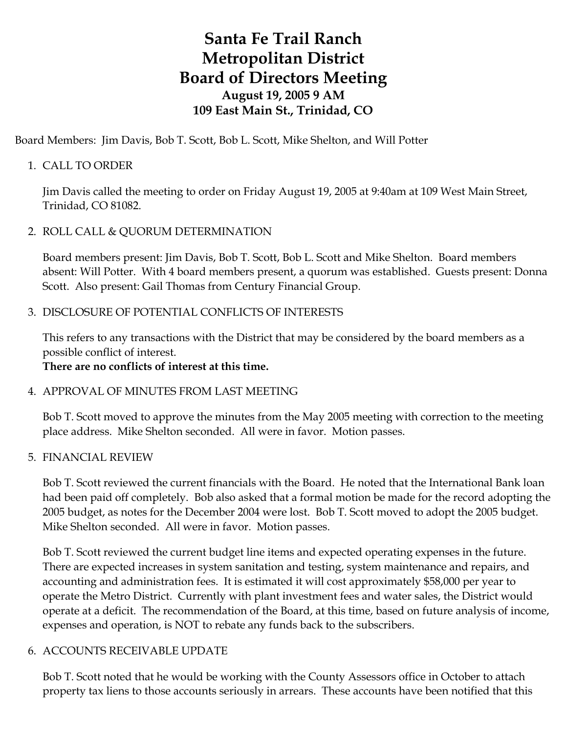# Santa Fe Trail Ranch
# Metropolitan District
# Board of Directors Meeting

### August 19, 2005 9 AM
### 109 East Main St., Trinidad, CO

Board Members: Jim Davis, Bob T. Scott, Bob L. Scott, Mike Shelton, and Will Potter

1. CALL TO ORDER

   Jim Davis called the meeting to order on Friday August 19, 2005 at 9:40am at 109 West Main Street, Trinidad, CO 81082.

2. ROLL CALL & QUORUM DETERMINATION

   Board members present: Jim Davis, Bob T. Scott, Bob L. Scott and Mike Shelton. Board members absent: Will Potter. With 4 board members present, a quorum was established. Guests present: Donna Scott. Also present: Gail Thomas from Century Financial Group.

3. DISCLOSURE OF POTENTIAL CONFLICTS OF INTERESTS

   This refers to any transactions with the District that may be considered by the board members as a possible conflict of interest.
   **There are no conflicts of interest at this time.**

4. APPROVAL OF MINUTES FROM LAST MEETING

   Bob T. Scott moved to approve the minutes from the May 2005 meeting with correction to the meeting place address. Mike Shelton seconded. All were in favor. Motion passes.

5. FINANCIAL REVIEW

   Bob T. Scott reviewed the current financials with the Board. He noted that the International Bank loan had been paid off completely. Bob also asked that a formal motion be made for the record adopting the 2005 budget, as notes for the December 2004 were lost. Bob T. Scott moved to adopt the 2005 budget. Mike Shelton seconded. All were in favor. Motion passes.

   Bob T. Scott reviewed the current budget line items and expected operating expenses in the future. There are expected increases in system sanitation and testing, system maintenance and repairs, and accounting and administration fees. It is estimated it will cost approximately $58,000 per year to operate the Metro District. Currently with plant investment fees and water sales, the District would operate at a deficit. The recommendation of the Board, at this time, based on future analysis of income, expenses and operation, is NOT to rebate any funds back to the subscribers.

6. ACCOUNTS RECEIVABLE UPDATE

   Bob T. Scott noted that he would be working with the County Assessors office in October to attach property tax liens to those accounts seriously in arrears. These accounts have been notified that this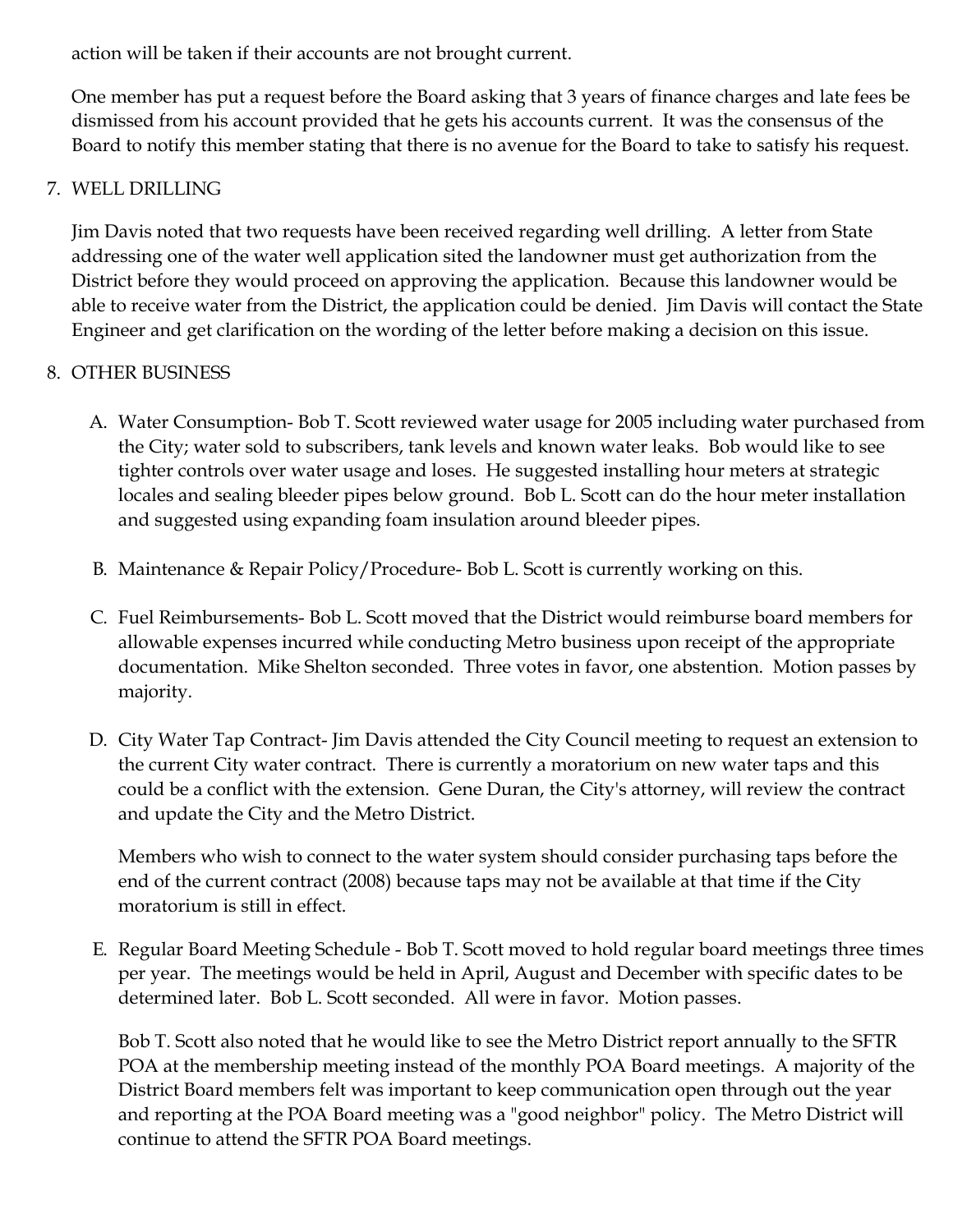action will be taken if their accounts are not brought current.

One member has put a request before the Board asking that 3 years of finance charges and late fees be dismissed from his account provided that he gets his accounts current. It was the consensus of the Board to notify this member stating that there is no avenue for the Board to take to satisfy his request.

7. WELL DRILLING

   Jim Davis noted that two requests have been received regarding well drilling. A letter from State addressing one of the water well application sited the landowner must get authorization from the District before they would proceed on approving the application. Because this landowner would be able to receive water from the District, the application could be denied. Jim Davis will contact the State Engineer and get clarification on the wording of the letter before making a decision on this issue.

8. OTHER BUSINESS

   A. Water Consumption- Bob T. Scott reviewed water usage for 2005 including water purchased from the City; water sold to subscribers, tank levels and known water leaks. Bob would like to see tighter controls over water usage and loses. He suggested installing hour meters at strategic locales and sealing bleeder pipes below ground. Bob L. Scott can do the hour meter installation and suggested using expanding foam insulation around bleeder pipes.

   B. Maintenance & Repair Policy/Procedure- Bob L. Scott is currently working on this.

   C. Fuel Reimbursements- Bob L. Scott moved that the District would reimburse board members for allowable expenses incurred while conducting Metro business upon receipt of the appropriate documentation. Mike Shelton seconded. Three votes in favor, one abstention. Motion passes by majority.

   D. City Water Tap Contract- Jim Davis attended the City Council meeting to request an extension to the current City water contract. There is currently a moratorium on new water taps and this could be a conflict with the extension. Gene Duran, the City's attorney, will review the contract and update the City and the Metro District.

      Members who wish to connect to the water system should consider purchasing taps before the end of the current contract (2008) because taps may not be available at that time if the City moratorium is still in effect.

   E. Regular Board Meeting Schedule - Bob T. Scott moved to hold regular board meetings three times per year. The meetings would be held in April, August and December with specific dates to be determined later. Bob L. Scott seconded. All were in favor. Motion passes.

      Bob T. Scott also noted that he would like to see the Metro District report annually to the SFTR POA at the membership meeting instead of the monthly POA Board meetings. A majority of the District Board members felt was important to keep communication open through out the year and reporting at the POA Board meeting was a "good neighbor" policy. The Metro District will continue to attend the SFTR POA Board meetings.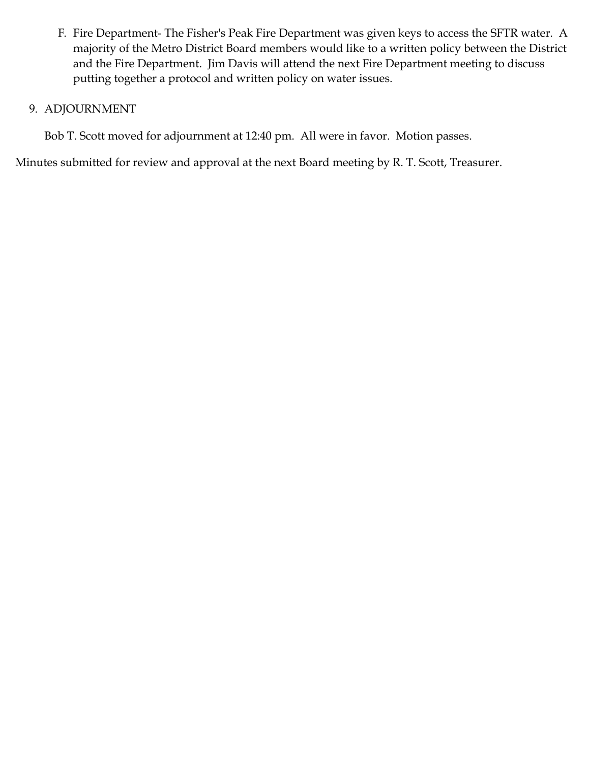F. Fire Department- The Fisher's Peak Fire Department was given keys to access the SFTR water. A majority of the Metro District Board members would like to a written policy between the District and the Fire Department. Jim Davis will attend the next Fire Department meeting to discuss putting together a protocol and written policy on water issues.

9. ADJOURNMENT

Bob T. Scott moved for adjournment at 12:40 pm. All were in favor. Motion passes.

Minutes submitted for review and approval at the next Board meeting by R. T. Scott, Treasurer.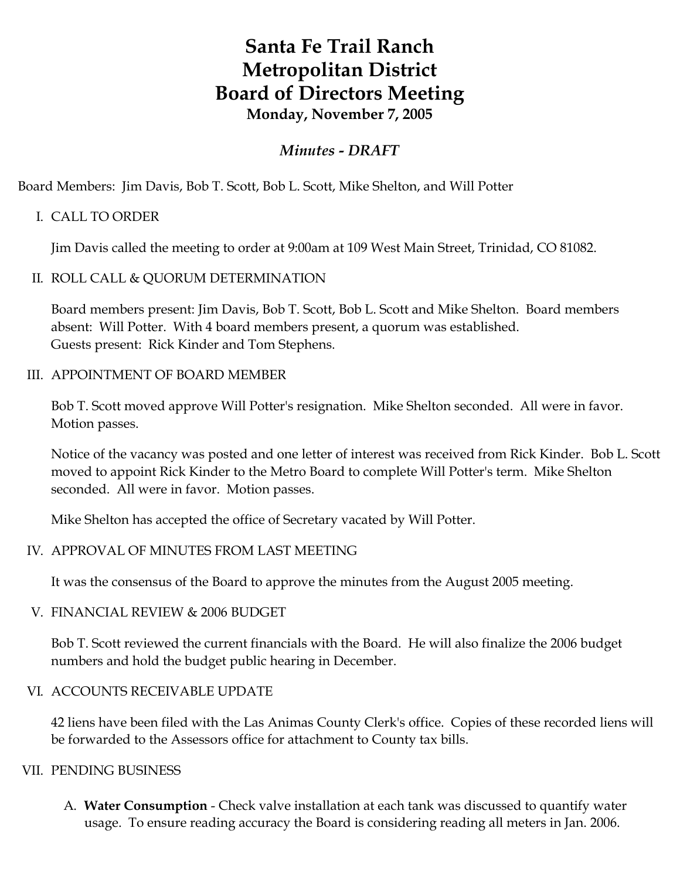# Santa Fe Trail Ranch
# Metropolitan District
# Board of Directors Meeting
### Monday, November 7, 2005

### *Minutes - DRAFT*

Board Members: Jim Davis, Bob T. Scott, Bob L. Scott, Mike Shelton, and Will Potter

I. CALL TO ORDER

Jim Davis called the meeting to order at 9:00am at 109 West Main Street, Trinidad, CO 81082.

II. ROLL CALL & QUORUM DETERMINATION

Board members present: Jim Davis, Bob T. Scott, Bob L. Scott and Mike Shelton. Board members absent: Will Potter. With 4 board members present, a quorum was established.
Guests present: Rick Kinder and Tom Stephens.

III. APPOINTMENT OF BOARD MEMBER

Bob T. Scott moved approve Will Potter's resignation. Mike Shelton seconded. All were in favor. Motion passes.

Notice of the vacancy was posted and one letter of interest was received from Rick Kinder. Bob L. Scott moved to appoint Rick Kinder to the Metro Board to complete Will Potter's term. Mike Shelton seconded. All were in favor. Motion passes.

Mike Shelton has accepted the office of Secretary vacated by Will Potter.

IV. APPROVAL OF MINUTES FROM LAST MEETING

It was the consensus of the Board to approve the minutes from the August 2005 meeting.

V. FINANCIAL REVIEW & 2006 BUDGET

Bob T. Scott reviewed the current financials with the Board. He will also finalize the 2006 budget numbers and hold the budget public hearing in December.

VI. ACCOUNTS RECEIVABLE UPDATE

42 liens have been filed with the Las Animas County Clerk's office. Copies of these recorded liens will be forwarded to the Assessors office for attachment to County tax bills.

VII. PENDING BUSINESS

A. **Water Consumption** - Check valve installation at each tank was discussed to quantify water usage. To ensure reading accuracy the Board is considering reading all meters in Jan. 2006.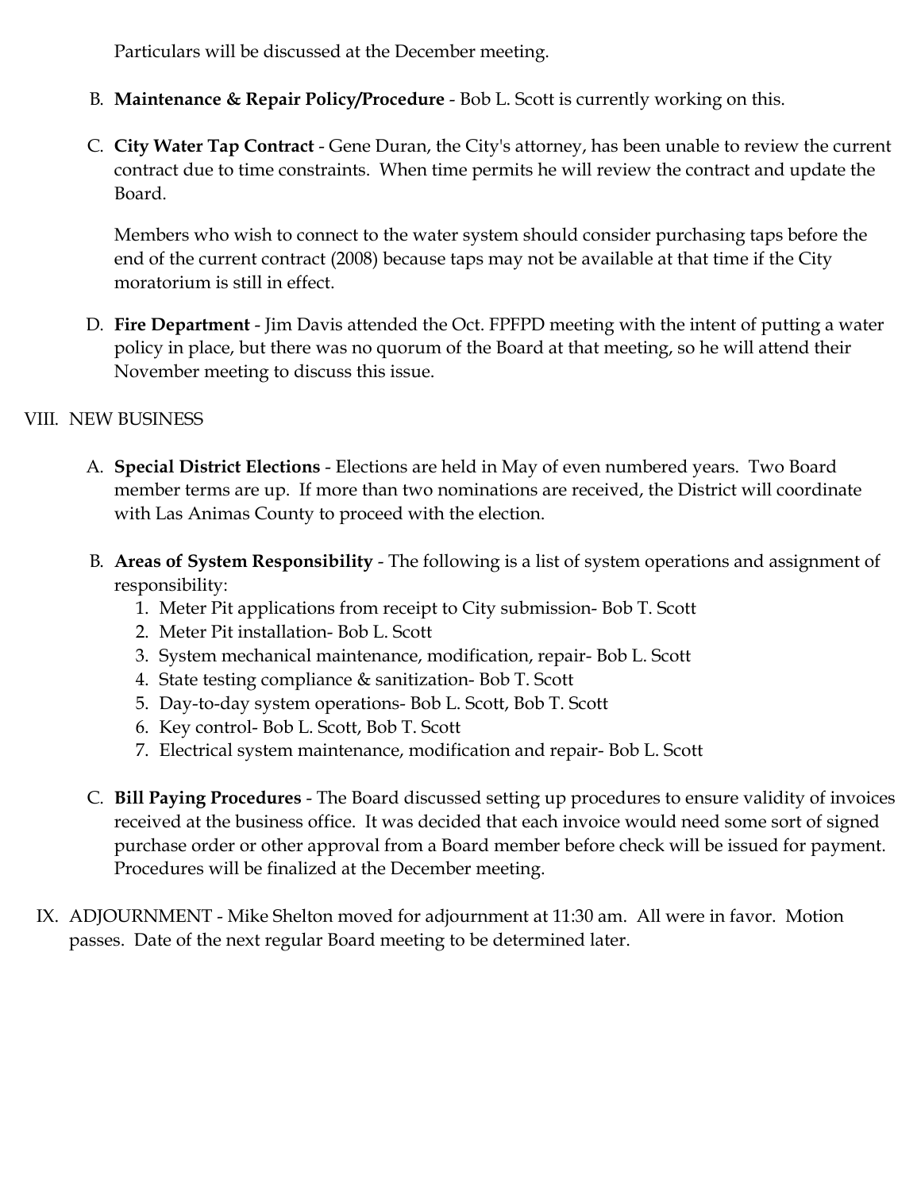Particulars will be discussed at the December meeting.

B. **Maintenance & Repair Policy/Procedure** - Bob L. Scott is currently working on this.

C. **City Water Tap Contract** - Gene Duran, the City's attorney, has been unable to review the current contract due to time constraints. When time permits he will review the contract and update the Board.

   Members who wish to connect to the water system should consider purchasing taps before the end of the current contract (2008) because taps may not be available at that time if the City moratorium is still in effect.

D. **Fire Department** - Jim Davis attended the Oct. FPFPD meeting with the intent of putting a water policy in place, but there was no quorum of the Board at that meeting, so he will attend their November meeting to discuss this issue.

VIII. NEW BUSINESS

A. **Special District Elections** - Elections are held in May of even numbered years. Two Board member terms are up. If more than two nominations are received, the District will coordinate with Las Animas County to proceed with the election.

B. **Areas of System Responsibility** - The following is a list of system operations and assignment of responsibility:
   1. Meter Pit applications from receipt to City submission- Bob T. Scott
   2. Meter Pit installation- Bob L. Scott
   3. System mechanical maintenance, modification, repair- Bob L. Scott
   4. State testing compliance & sanitization- Bob T. Scott
   5. Day-to-day system operations- Bob L. Scott, Bob T. Scott
   6. Key control- Bob L. Scott, Bob T. Scott
   7. Electrical system maintenance, modification and repair- Bob L. Scott

C. **Bill Paying Procedures** - The Board discussed setting up procedures to ensure validity of invoices received at the business office. It was decided that each invoice would need some sort of signed purchase order or other approval from a Board member before check will be issued for payment. Procedures will be finalized at the December meeting.

IX. ADJOURNMENT - Mike Shelton moved for adjournment at 11:30 am. All were in favor. Motion passes. Date of the next regular Board meeting to be determined later.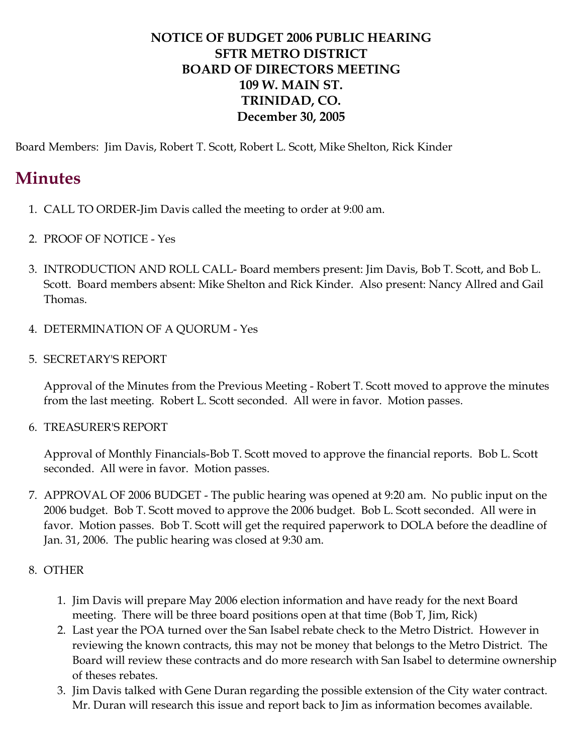**NOTICE OF BUDGET 2006 PUBLIC HEARING**
**SFTR METRO DISTRICT**
**BOARD OF DIRECTORS MEETING**
**109 W. MAIN ST.**
**TRINIDAD, CO.**
**December 30, 2005**

Board Members: Jim Davis, Robert T. Scott, Robert L. Scott, Mike Shelton, Rick Kinder

# Minutes

1. CALL TO ORDER-Jim Davis called the meeting to order at 9:00 am.

2. PROOF OF NOTICE - Yes

3. INTRODUCTION AND ROLL CALL- Board members present: Jim Davis, Bob T. Scott, and Bob L. Scott. Board members absent: Mike Shelton and Rick Kinder. Also present: Nancy Allred and Gail Thomas.

4. DETERMINATION OF A QUORUM - Yes

5. SECRETARY'S REPORT

   Approval of the Minutes from the Previous Meeting - Robert T. Scott moved to approve the minutes from the last meeting. Robert L. Scott seconded. All were in favor. Motion passes.

6. TREASURER'S REPORT

   Approval of Monthly Financials-Bob T. Scott moved to approve the financial reports. Bob L. Scott seconded. All were in favor. Motion passes.

7. APPROVAL OF 2006 BUDGET - The public hearing was opened at 9:20 am. No public input on the 2006 budget. Bob T. Scott moved to approve the 2006 budget. Bob L. Scott seconded. All were in favor. Motion passes. Bob T. Scott will get the required paperwork to DOLA before the deadline of Jan. 31, 2006. The public hearing was closed at 9:30 am.

8. OTHER

   1. Jim Davis will prepare May 2006 election information and have ready for the next Board meeting. There will be three board positions open at that time (Bob T, Jim, Rick)
   2. Last year the POA turned over the San Isabel rebate check to the Metro District. However in reviewing the known contracts, this may not be money that belongs to the Metro District. The Board will review these contracts and do more research with San Isabel to determine ownership of theses rebates.
   3. Jim Davis talked with Gene Duran regarding the possible extension of the City water contract. Mr. Duran will research this issue and report back to Jim as information becomes available.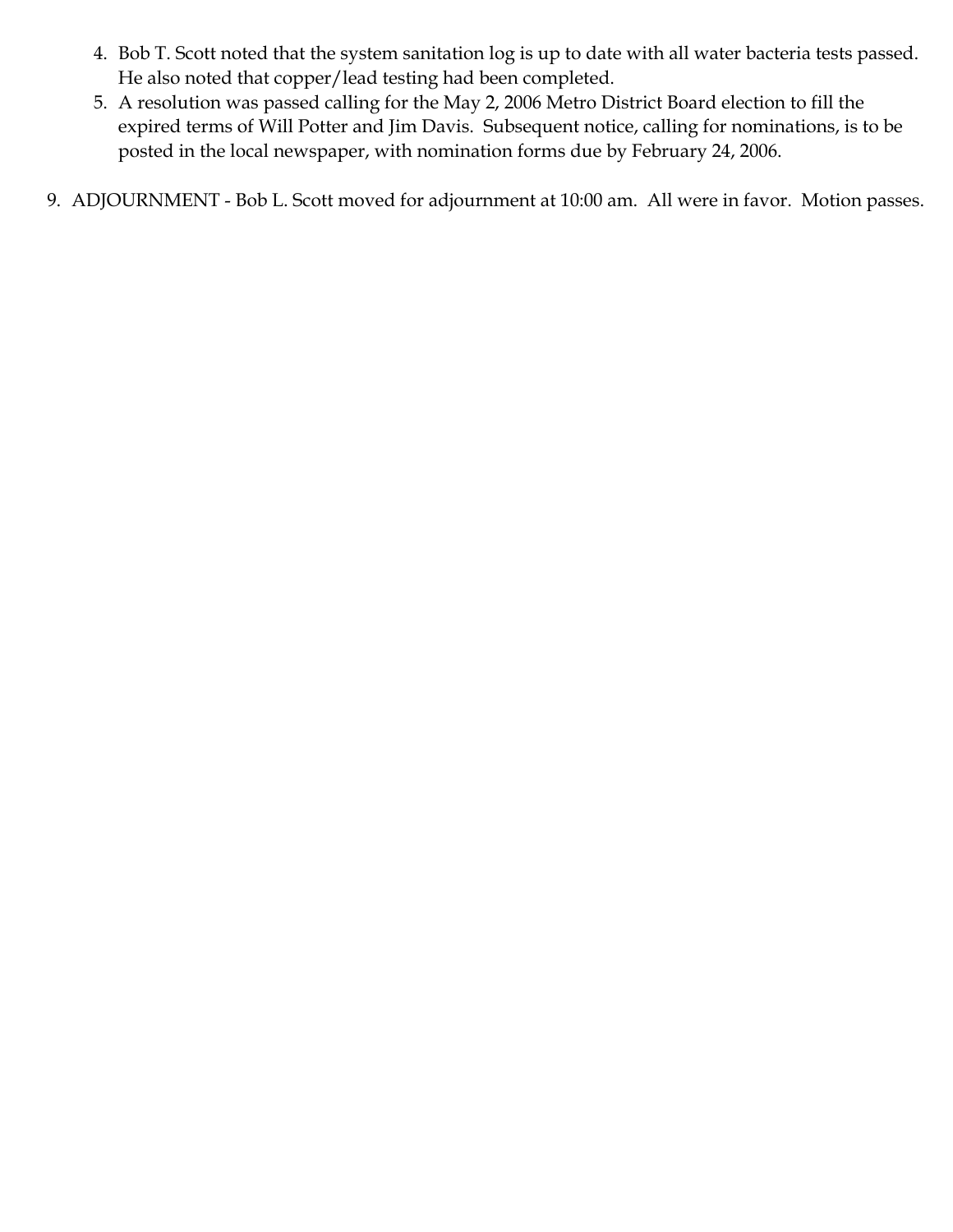4. Bob T. Scott noted that the system sanitation log is up to date with all water bacteria tests passed. He also noted that copper/lead testing had been completed.
5. A resolution was passed calling for the May 2, 2006 Metro District Board election to fill the expired terms of Will Potter and Jim Davis. Subsequent notice, calling for nominations, is to be posted in the local newspaper, with nomination forms due by February 24, 2006.

9. ADJOURNMENT - Bob L. Scott moved for adjournment at 10:00 am. All were in favor. Motion passes.